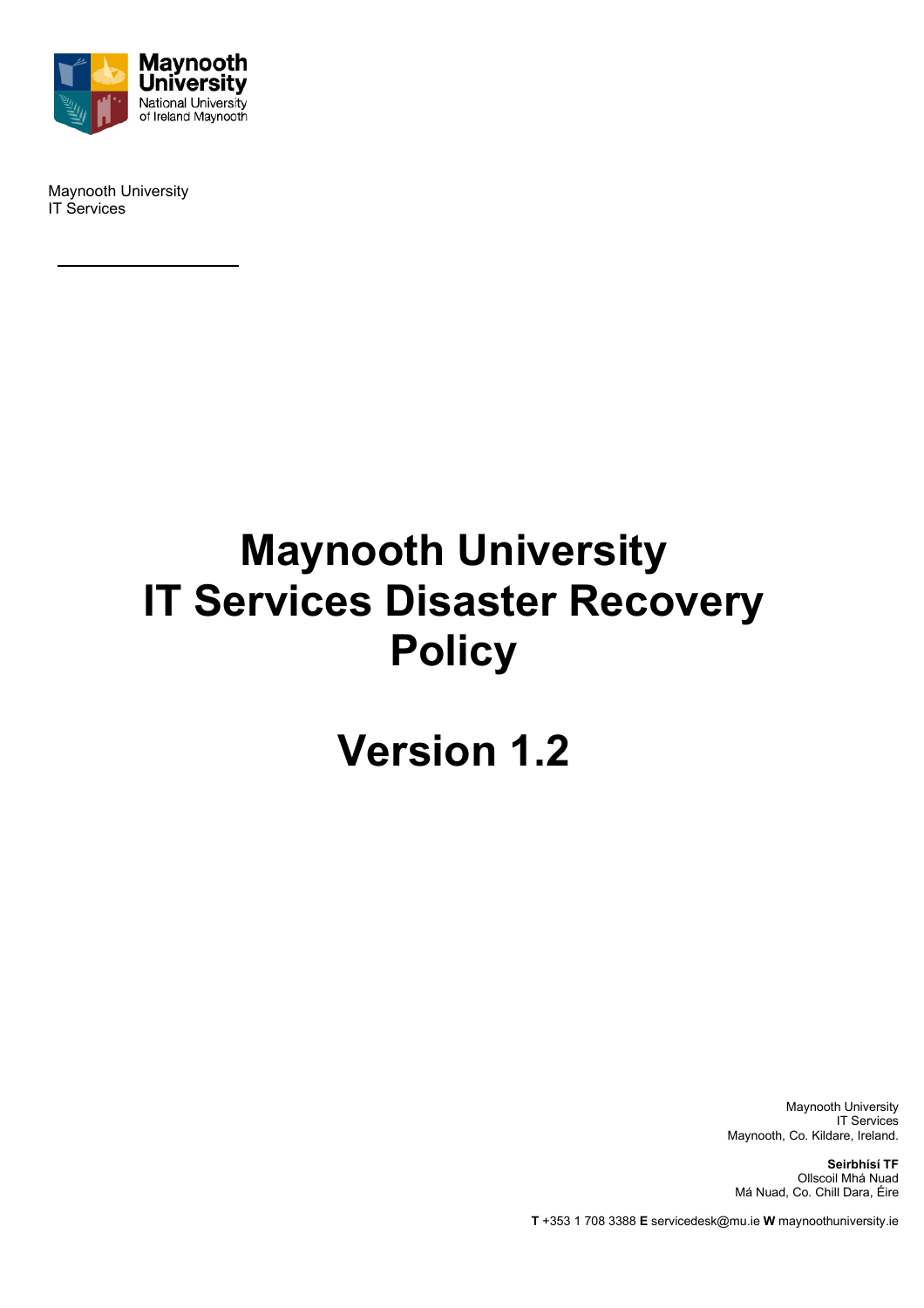Maynooth University
National University
of Ireland Maynooth

Maynooth University
IT Services

# Maynooth University IT Services Disaster Recovery Policy

# Version 1.2

Maynooth University
IT Services
Maynooth, Co. Kildare, Ireland.

**Seirbhísí TF**
Ollscoil Mhá Nuad
Má Nuad, Co. Chill Dara, Éire

**T** +353 1 708 3388 **E** servicedesk@mu.ie **W** maynoothuniversity.ie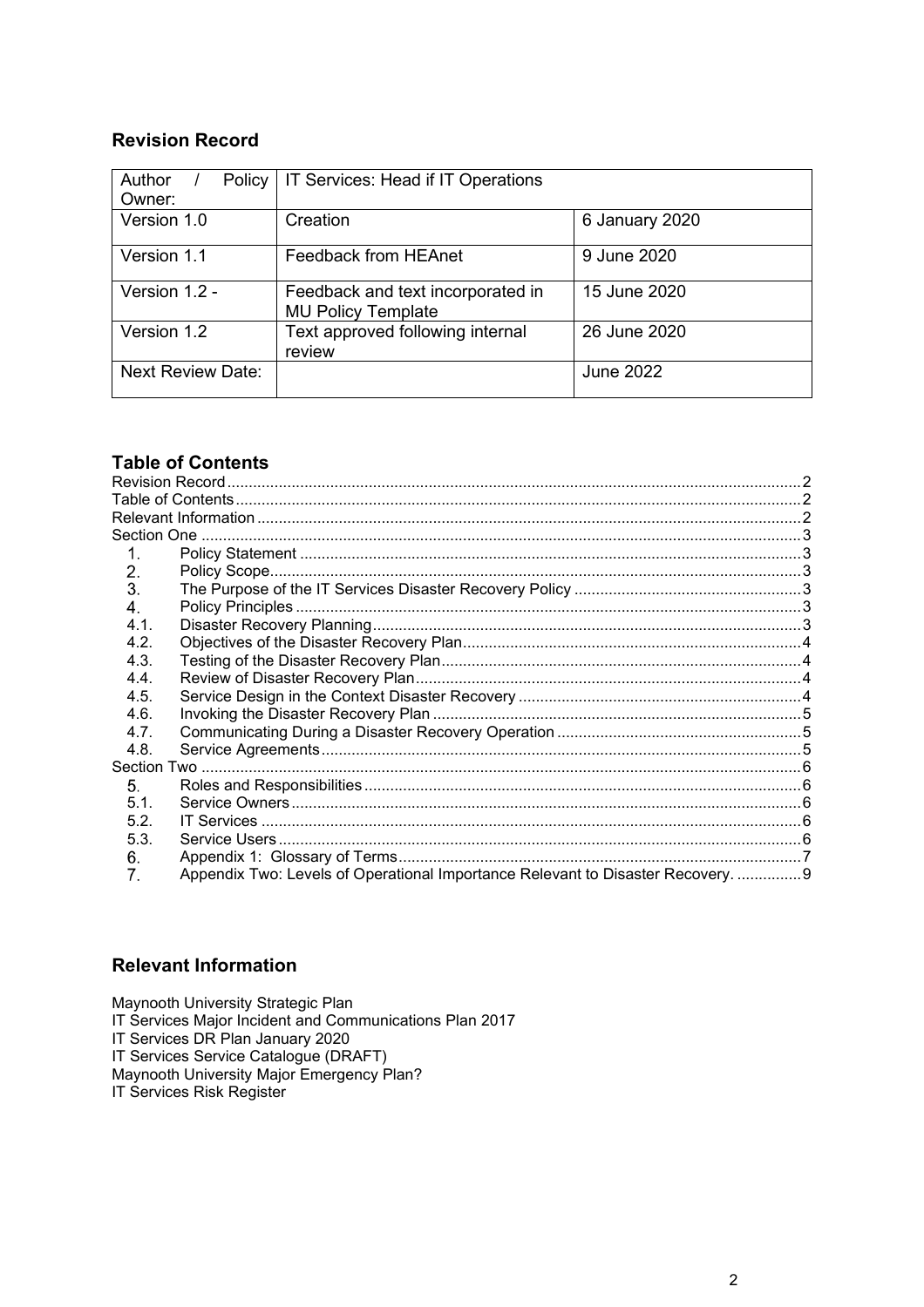## Revision Record

| | | |
|---|---|---|
| Author / Policy Owner: | IT Services: Head if IT Operations | |
| Version 1.0 | Creation | 6 January 2020 |
| Version 1.1 | Feedback from HEAnet | 9 June 2020 |
| Version 1.2 - | Feedback and text incorporated in MU Policy Template | 15 June 2020 |
| Version 1.2 | Text approved following internal review | 26 June 2020 |
| Next Review Date: | | June 2022 |

## Table of Contents

Revision Record .......... 2
Table of Contents .......... 2
Relevant Information .......... 2
Section One .......... 3
1. Policy Statement .......... 3
2. Policy Scope .......... 3
3. The Purpose of the IT Services Disaster Recovery Policy .......... 3
4. Policy Principles .......... 3
4.1. Disaster Recovery Planning .......... 3
4.2. Objectives of the Disaster Recovery Plan .......... 4
4.3. Testing of the Disaster Recovery Plan .......... 4
4.4. Review of Disaster Recovery Plan .......... 4
4.5. Service Design in the Context Disaster Recovery .......... 4
4.6. Invoking the Disaster Recovery Plan .......... 5
4.7. Communicating During a Disaster Recovery Operation .......... 5
4.8. Service Agreements .......... 5
Section Two .......... 6
5. Roles and Responsibilities .......... 6
5.1. Service Owners .......... 6
5.2. IT Services .......... 6
5.3. Service Users .......... 6
6. Appendix 1: Glossary of Terms .......... 7
7. Appendix Two: Levels of Operational Importance Relevant to Disaster Recovery. .......... 9

## Relevant Information

Maynooth University Strategic Plan
IT Services Major Incident and Communications Plan 2017
IT Services DR Plan January 2020
IT Services Service Catalogue (DRAFT)
Maynooth University Major Emergency Plan?
IT Services Risk Register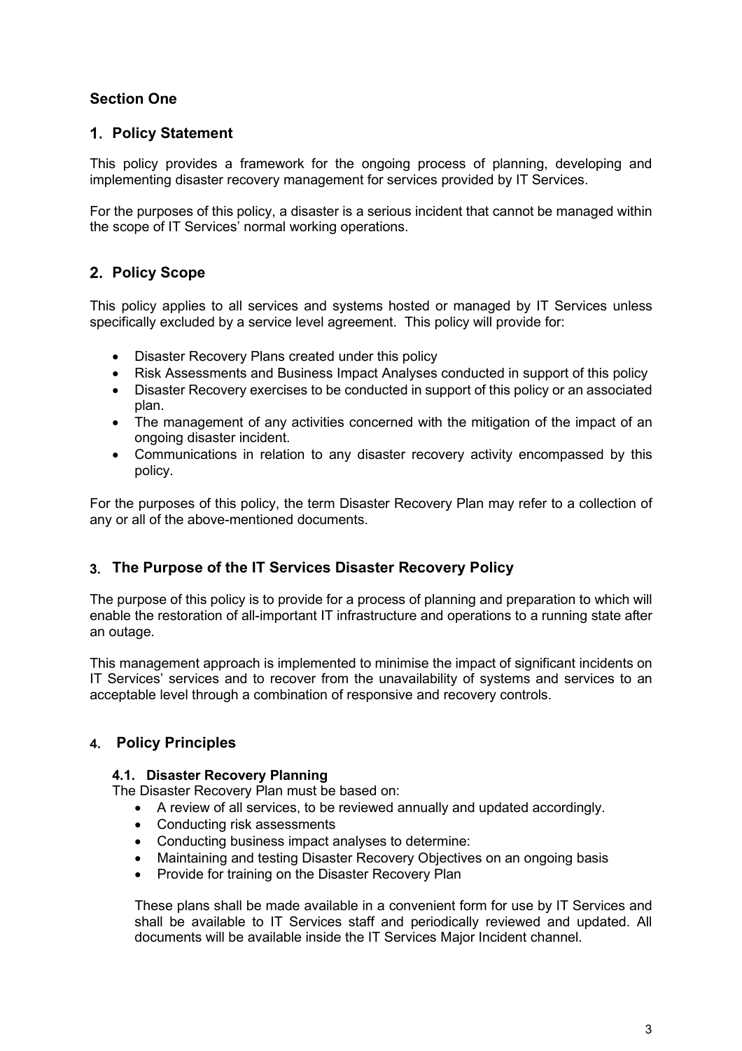## Section One

## 1. Policy Statement

This policy provides a framework for the ongoing process of planning, developing and implementing disaster recovery management for services provided by IT Services.

For the purposes of this policy, a disaster is a serious incident that cannot be managed within the scope of IT Services' normal working operations.

## 2. Policy Scope

This policy applies to all services and systems hosted or managed by IT Services unless specifically excluded by a service level agreement. This policy will provide for:

- Disaster Recovery Plans created under this policy
- Risk Assessments and Business Impact Analyses conducted in support of this policy
- Disaster Recovery exercises to be conducted in support of this policy or an associated plan.
- The management of any activities concerned with the mitigation of the impact of an ongoing disaster incident.
- Communications in relation to any disaster recovery activity encompassed by this policy.

For the purposes of this policy, the term Disaster Recovery Plan may refer to a collection of any or all of the above-mentioned documents.

## 3. The Purpose of the IT Services Disaster Recovery Policy

The purpose of this policy is to provide for a process of planning and preparation to which will enable the restoration of all-important IT infrastructure and operations to a running state after an outage.

This management approach is implemented to minimise the impact of significant incidents on IT Services' services and to recover from the unavailability of systems and services to an acceptable level through a combination of responsive and recovery controls.

## 4. Policy Principles

### 4.1. Disaster Recovery Planning

The Disaster Recovery Plan must be based on:

- A review of all services, to be reviewed annually and updated accordingly.
- Conducting risk assessments
- Conducting business impact analyses to determine:
- Maintaining and testing Disaster Recovery Objectives on an ongoing basis
- Provide for training on the Disaster Recovery Plan

These plans shall be made available in a convenient form for use by IT Services and shall be available to IT Services staff and periodically reviewed and updated. All documents will be available inside the IT Services Major Incident channel.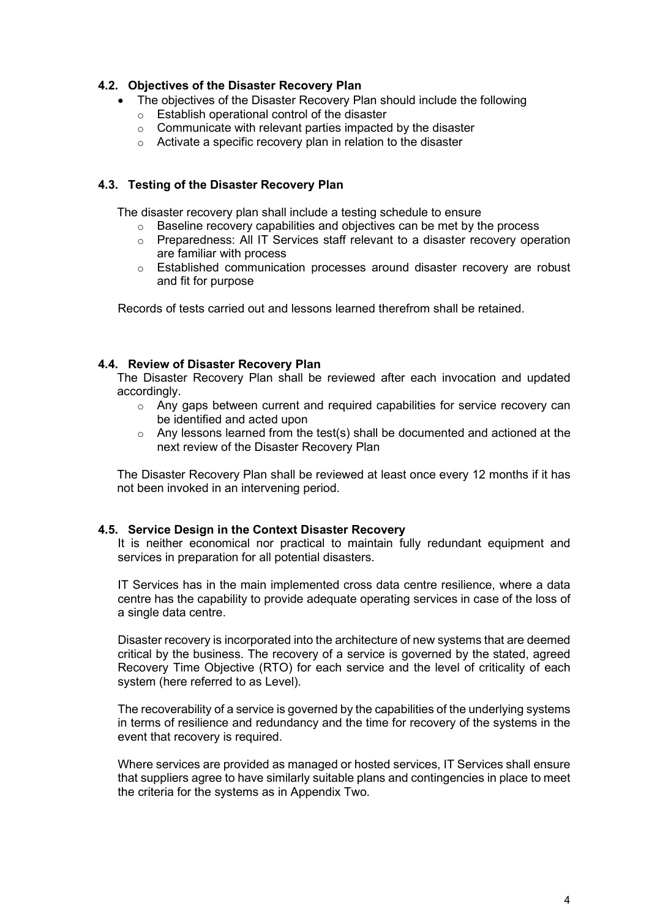### 4.2. Objectives of the Disaster Recovery Plan

- The objectives of the Disaster Recovery Plan should include the following
  - Establish operational control of the disaster
  - Communicate with relevant parties impacted by the disaster
  - Activate a specific recovery plan in relation to the disaster

### 4.3. Testing of the Disaster Recovery Plan

The disaster recovery plan shall include a testing schedule to ensure

- Baseline recovery capabilities and objectives can be met by the process
- Preparedness: All IT Services staff relevant to a disaster recovery operation are familiar with process
- Established communication processes around disaster recovery are robust and fit for purpose

Records of tests carried out and lessons learned therefrom shall be retained.

### 4.4. Review of Disaster Recovery Plan

The Disaster Recovery Plan shall be reviewed after each invocation and updated accordingly.

- Any gaps between current and required capabilities for service recovery can be identified and acted upon
- Any lessons learned from the test(s) shall be documented and actioned at the next review of the Disaster Recovery Plan

The Disaster Recovery Plan shall be reviewed at least once every 12 months if it has not been invoked in an intervening period.

### 4.5. Service Design in the Context Disaster Recovery

It is neither economical nor practical to maintain fully redundant equipment and services in preparation for all potential disasters.

IT Services has in the main implemented cross data centre resilience, where a data centre has the capability to provide adequate operating services in case of the loss of a single data centre.

Disaster recovery is incorporated into the architecture of new systems that are deemed critical by the business. The recovery of a service is governed by the stated, agreed Recovery Time Objective (RTO) for each service and the level of criticality of each system (here referred to as Level).

The recoverability of a service is governed by the capabilities of the underlying systems in terms of resilience and redundancy and the time for recovery of the systems in the event that recovery is required.

Where services are provided as managed or hosted services, IT Services shall ensure that suppliers agree to have similarly suitable plans and contingencies in place to meet the criteria for the systems as in Appendix Two.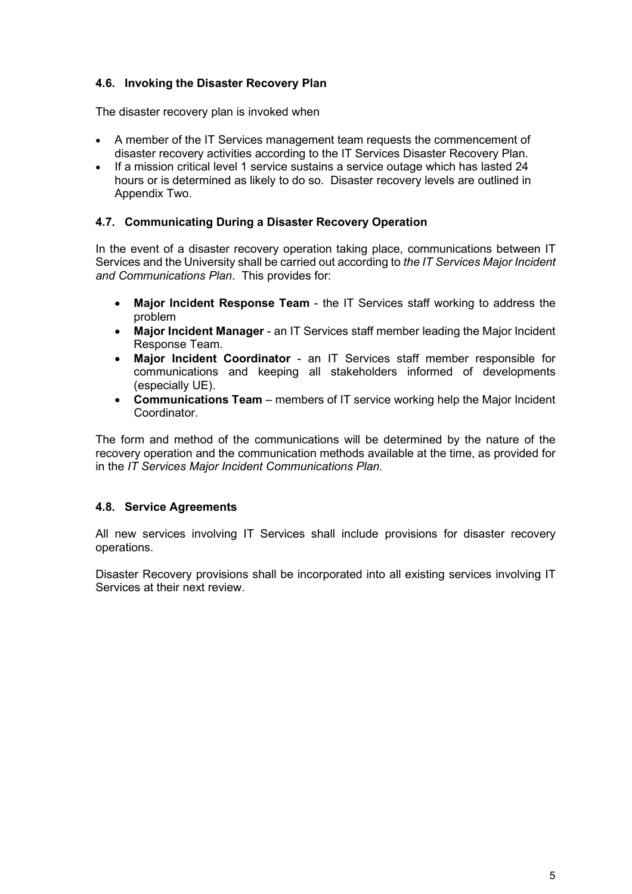### 4.6. Invoking the Disaster Recovery Plan

The disaster recovery plan is invoked when

- A member of the IT Services management team requests the commencement of disaster recovery activities according to the IT Services Disaster Recovery Plan.
- If a mission critical level 1 service sustains a service outage which has lasted 24 hours or is determined as likely to do so. Disaster recovery levels are outlined in Appendix Two.

### 4.7. Communicating During a Disaster Recovery Operation

In the event of a disaster recovery operation taking place, communications between IT Services and the University shall be carried out according to *the IT Services Major Incident and Communications Plan*. This provides for:

- **Major Incident Response Team** - the IT Services staff working to address the problem
- **Major Incident Manager** - an IT Services staff member leading the Major Incident Response Team.
- **Major Incident Coordinator** - an IT Services staff member responsible for communications and keeping all stakeholders informed of developments (especially UE).
- **Communications Team** – members of IT service working help the Major Incident Coordinator.

The form and method of the communications will be determined by the nature of the recovery operation and the communication methods available at the time, as provided for in the *IT Services Major Incident Communications Plan.*

### 4.8. Service Agreements

All new services involving IT Services shall include provisions for disaster recovery operations.

Disaster Recovery provisions shall be incorporated into all existing services involving IT Services at their next review.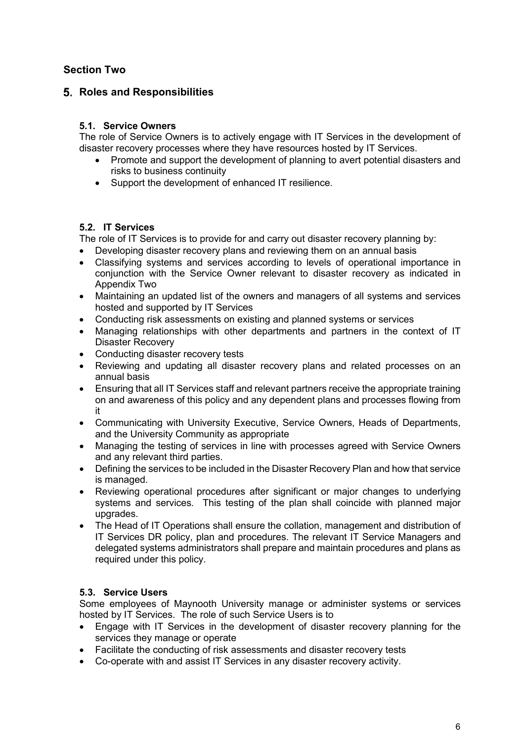## Section Two

## 5. Roles and Responsibilities

### 5.1. Service Owners

The role of Service Owners is to actively engage with IT Services in the development of disaster recovery processes where they have resources hosted by IT Services.

- Promote and support the development of planning to avert potential disasters and risks to business continuity
- Support the development of enhanced IT resilience.

### 5.2. IT Services

The role of IT Services is to provide for and carry out disaster recovery planning by:

- Developing disaster recovery plans and reviewing them on an annual basis
- Classifying systems and services according to levels of operational importance in conjunction with the Service Owner relevant to disaster recovery as indicated in Appendix Two
- Maintaining an updated list of the owners and managers of all systems and services hosted and supported by IT Services
- Conducting risk assessments on existing and planned systems or services
- Managing relationships with other departments and partners in the context of IT Disaster Recovery
- Conducting disaster recovery tests
- Reviewing and updating all disaster recovery plans and related processes on an annual basis
- Ensuring that all IT Services staff and relevant partners receive the appropriate training on and awareness of this policy and any dependent plans and processes flowing from it
- Communicating with University Executive, Service Owners, Heads of Departments, and the University Community as appropriate
- Managing the testing of services in line with processes agreed with Service Owners and any relevant third parties.
- Defining the services to be included in the Disaster Recovery Plan and how that service is managed.
- Reviewing operational procedures after significant or major changes to underlying systems and services. This testing of the plan shall coincide with planned major upgrades.
- The Head of IT Operations shall ensure the collation, management and distribution of IT Services DR policy, plan and procedures. The relevant IT Service Managers and delegated systems administrators shall prepare and maintain procedures and plans as required under this policy.

### 5.3. Service Users

Some employees of Maynooth University manage or administer systems or services hosted by IT Services. The role of such Service Users is to

- Engage with IT Services in the development of disaster recovery planning for the services they manage or operate
- Facilitate the conducting of risk assessments and disaster recovery tests
- Co-operate with and assist IT Services in any disaster recovery activity.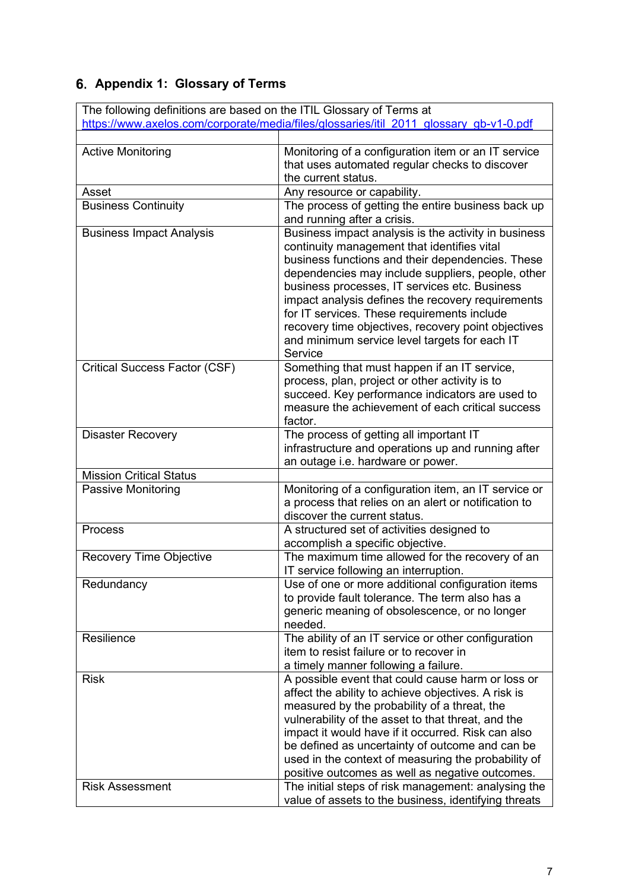## 6. Appendix 1: Glossary of Terms

The following definitions are based on the ITIL Glossary of Terms at https://www.axelos.com/corporate/media/files/glossaries/itil_2011_glossary_gb-v1-0.pdf

| | |
|---|---|
| Active Monitoring | Monitoring of a configuration item or an IT service that uses automated regular checks to discover the current status. |
| Asset | Any resource or capability. |
| Business Continuity | The process of getting the entire business back up and running after a crisis. |
| Business Impact Analysis | Business impact analysis is the activity in business continuity management that identifies vital business functions and their dependencies. These dependencies may include suppliers, people, other business processes, IT services etc. Business impact analysis defines the recovery requirements for IT services. These requirements include recovery time objectives, recovery point objectives and minimum service level targets for each IT Service |
| Critical Success Factor (CSF) | Something that must happen if an IT service, process, plan, project or other activity is to succeed. Key performance indicators are used to measure the achievement of each critical success factor. |
| Disaster Recovery | The process of getting all important IT infrastructure and operations up and running after an outage i.e. hardware or power. |
| Mission Critical Status | |
| Passive Monitoring | Monitoring of a configuration item, an IT service or a process that relies on an alert or notification to discover the current status. |
| Process | A structured set of activities designed to accomplish a specific objective. |
| Recovery Time Objective | The maximum time allowed for the recovery of an IT service following an interruption. |
| Redundancy | Use of one or more additional configuration items to provide fault tolerance. The term also has a generic meaning of obsolescence, or no longer needed. |
| Resilience | The ability of an IT service or other configuration item to resist failure or to recover in a timely manner following a failure. |
| Risk | A possible event that could cause harm or loss or affect the ability to achieve objectives. A risk is measured by the probability of a threat, the vulnerability of the asset to that threat, and the impact it would have if it occurred. Risk can also be defined as uncertainty of outcome and can be used in the context of measuring the probability of positive outcomes as well as negative outcomes. |
| Risk Assessment | The initial steps of risk management: analysing the value of assets to the business, identifying threats |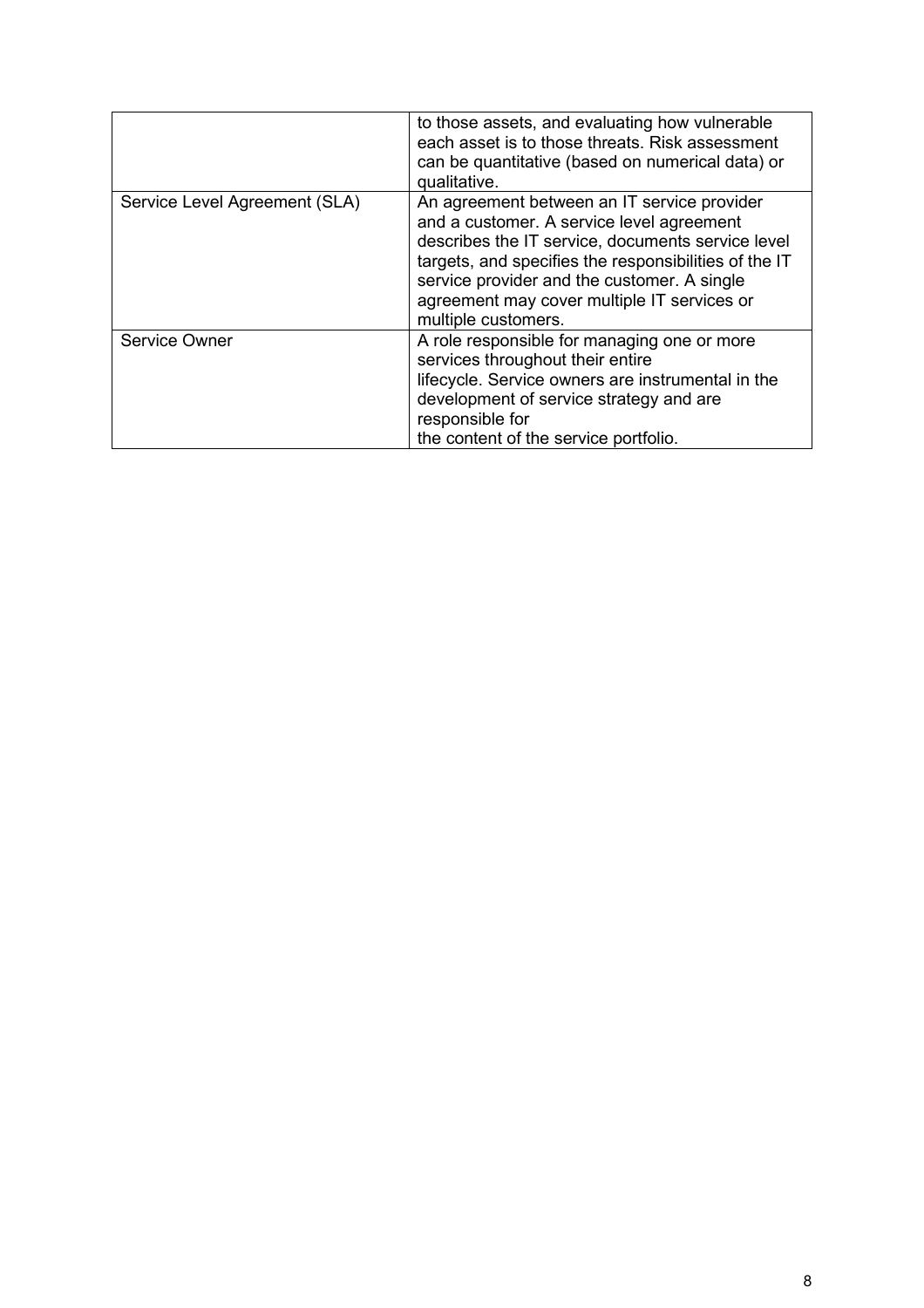| | |
|---|---|
| | to those assets, and evaluating how vulnerable each asset is to those threats. Risk assessment can be quantitative (based on numerical data) or qualitative. |
| Service Level Agreement (SLA) | An agreement between an IT service provider and a customer. A service level agreement describes the IT service, documents service level targets, and specifies the responsibilities of the IT service provider and the customer. A single agreement may cover multiple IT services or multiple customers. |
| Service Owner | A role responsible for managing one or more services throughout their entire lifecycle. Service owners are instrumental in the development of service strategy and are responsible for the content of the service portfolio. |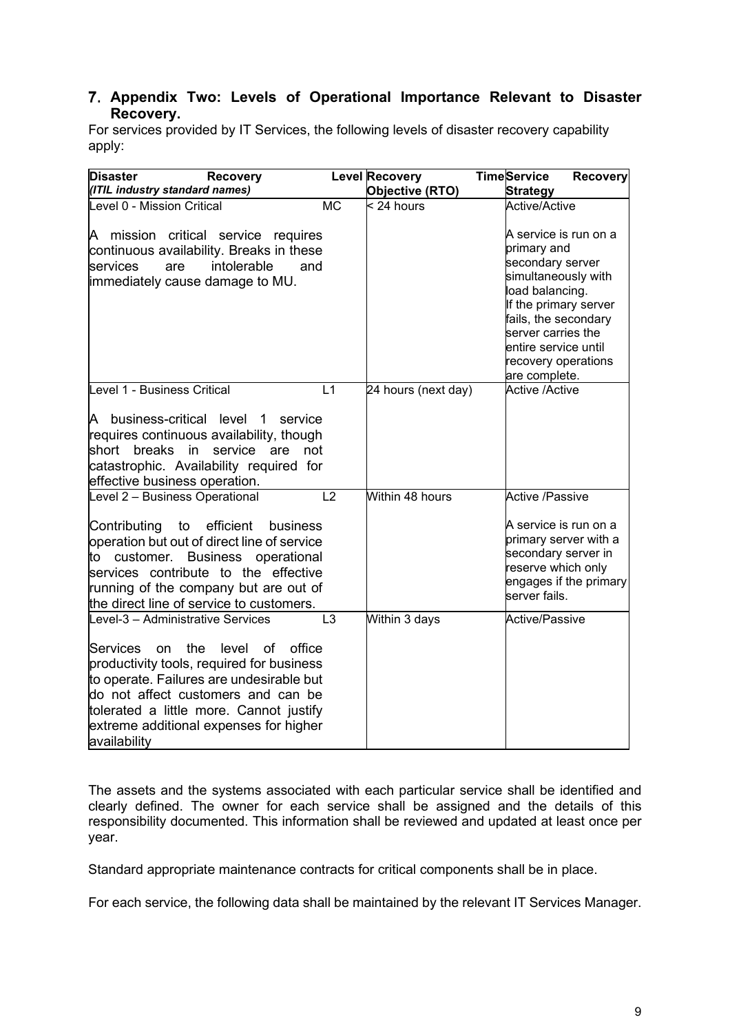## 7. Appendix Two: Levels of Operational Importance Relevant to Disaster Recovery.

For services provided by IT Services, the following levels of disaster recovery capability apply:

| **Disaster Recovery** *(ITIL industry standard names)* | **Level** | **Recovery Time Objective (RTO)** | **Service Recovery Strategy** |
|---|---|---|---|
| Level 0 - Mission Critical<br><br>A mission critical service requires continuous availability. Breaks in these services are intolerable and immediately cause damage to MU. | MC | < 24 hours | Active/Active<br><br>A service is run on a primary and secondary server simultaneously with load balancing. If the primary server fails, the secondary server carries the entire service until recovery operations are complete. |
| Level 1 - Business Critical<br><br>A business-critical level 1 service requires continuous availability, though short breaks in service are not catastrophic. Availability required for effective business operation. | L1 | 24 hours (next day) | Active /Active |
| Level 2 – Business Operational<br><br>Contributing to efficient business operation but out of direct line of service to customer. Business operational services contribute to the effective running of the company but are out of the direct line of service to customers. | L2 | Within 48 hours | Active /Passive<br><br>A service is run on a primary server with a secondary server in reserve which only engages if the primary server fails. |
| Level-3 – Administrative Services<br><br>Services on the level of office productivity tools, required for business to operate. Failures are undesirable but do not affect customers and can be tolerated a little more. Cannot justify extreme additional expenses for higher availability | L3 | Within 3 days | Active/Passive |

The assets and the systems associated with each particular service shall be identified and clearly defined. The owner for each service shall be assigned and the details of this responsibility documented. This information shall be reviewed and updated at least once per year.

Standard appropriate maintenance contracts for critical components shall be in place.

For each service, the following data shall be maintained by the relevant IT Services Manager.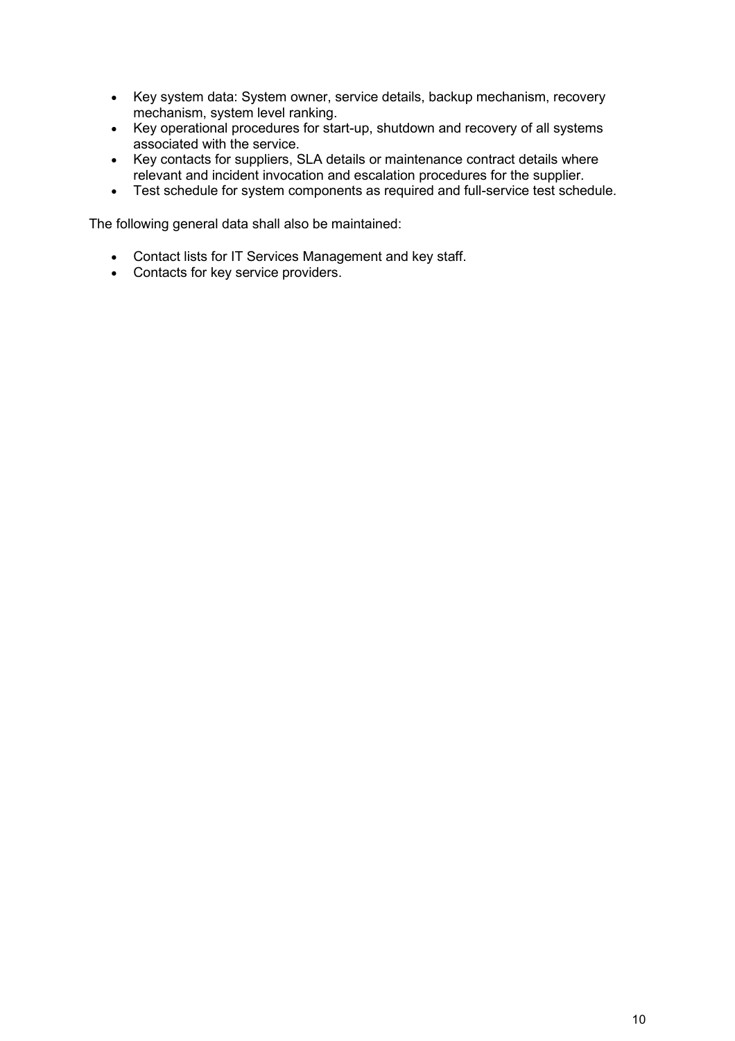- Key system data: System owner, service details, backup mechanism, recovery mechanism, system level ranking.
- Key operational procedures for start-up, shutdown and recovery of all systems associated with the service.
- Key contacts for suppliers, SLA details or maintenance contract details where relevant and incident invocation and escalation procedures for the supplier.
- Test schedule for system components as required and full-service test schedule.

The following general data shall also be maintained:

- Contact lists for IT Services Management and key staff.
- Contacts for key service providers.